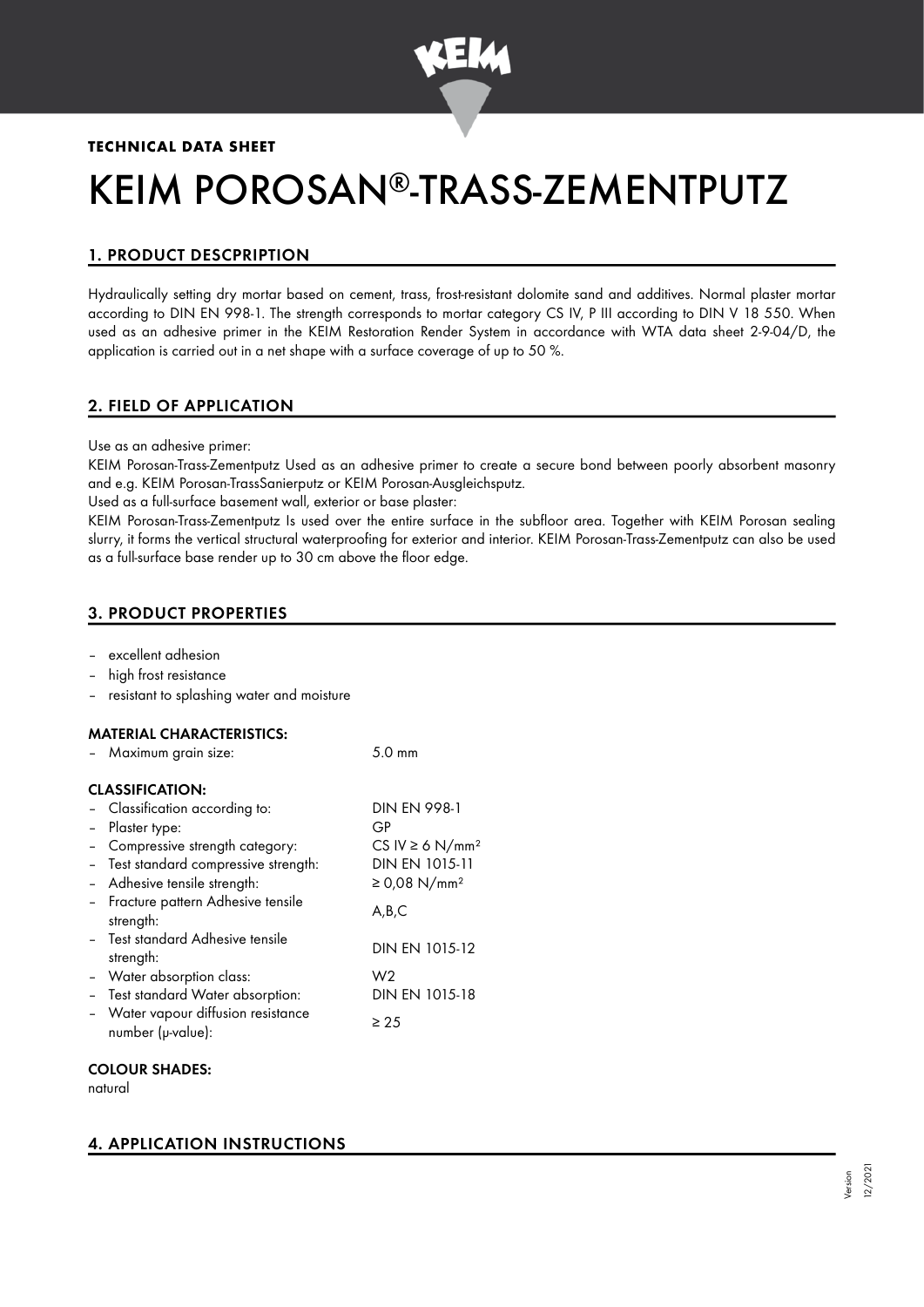**TECHNICAL DATA SHEET**

# KEIM POROSAN®-TRASS-ZEMENTPUTZ

## 1. PRODUCT DESCPRIPTION

Hydraulically setting dry mortar based on cement, trass, frost-resistant dolomite sand and additives. Normal plaster mortar according to DIN EN 998-1. The strength corresponds to mortar category CS IV, P III according to DIN V 18 550. When used as an adhesive primer in the KEIM Restoration Render System in accordance with WTA data sheet 2-9-04/D, the application is carried out in a net shape with a surface coverage of up to 50 %.

## 2. FIELD OF APPLICATION

Use as an adhesive primer:

KEIM Porosan-Trass-Zementputz Used as an adhesive primer to create a secure bond between poorly absorbent masonry and e.g. KEIM Porosan-TrassSanierputz or KEIM Porosan-Ausgleichsputz.

Used as a full-surface basement wall, exterior or base plaster:

KEIM Porosan-Trass-Zementputz Is used over the entire surface in the subfloor area. Together with KEIM Porosan sealing slurry, it forms the vertical structural waterproofing for exterior and interior. KEIM Porosan-Trass-Zementputz can also be used as a full-surface base render up to 30 cm above the floor edge.

## 3. PRODUCT PROPERTIES

- excellent adhesion
- high frost resistance
- resistant to splashing water and moisture

### MATERIAL CHARACTERISTICS:

| | |
|---|---|
| – Maximum grain size: | 5.0 mm |

### CLASSIFICATION:

| | |
|---|---|
| – Classification according to: | DIN EN 998-1 |
| – Plaster type: | GP |
| – Compressive strength category: | CS IV ≥ 6 N/mm² |
| – Test standard compressive strength: | DIN EN 1015-11 |
| – Adhesive tensile strength: | ≥ 0,08 N/mm² |
| – Fracture pattern Adhesive tensile strength: | A,B,C |
| – Test standard Adhesive tensile strength: | DIN EN 1015-12 |
| – Water absorption class: | W2 |
| – Test standard Water absorption: | DIN EN 1015-18 |
| – Water vapour diffusion resistance number (μ-value): | ≥ 25 |

### COLOUR SHADES:

natural

## 4. APPLICATION INSTRUCTIONS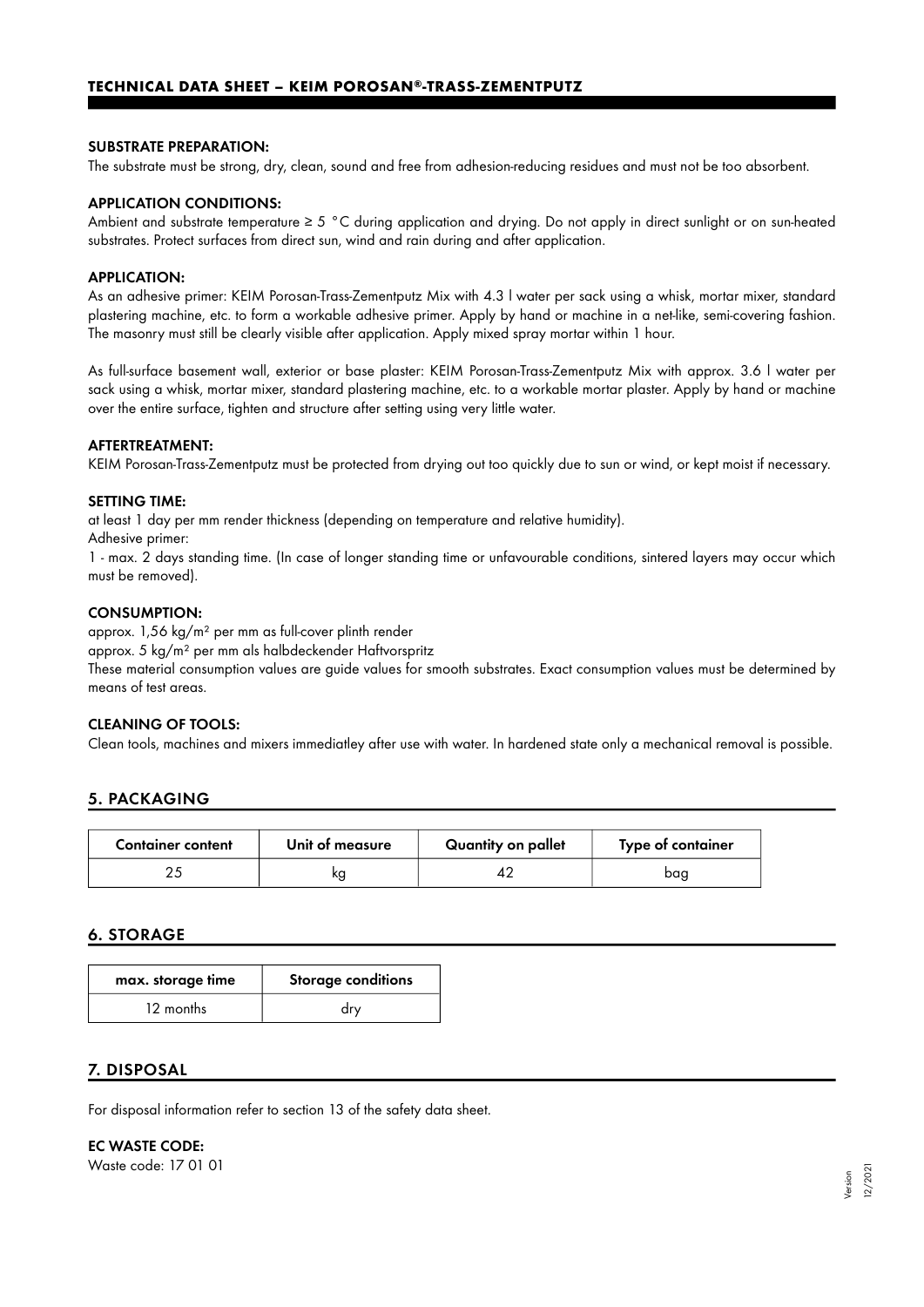**SUBSTRATE PREPARATION:**

The substrate must be strong, dry, clean, sound and free from adhesion-reducing residues and must not be too absorbent.

**APPLICATION CONDITIONS:**

Ambient and substrate temperature ≥ 5 °C during application and drying. Do not apply in direct sunlight or on sun-heated substrates. Protect surfaces from direct sun, wind and rain during and after application.

**APPLICATION:**

As an adhesive primer: KEIM Porosan-Trass-Zementputz Mix with 4.3 l water per sack using a whisk, mortar mixer, standard plastering machine, etc. to form a workable adhesive primer. Apply by hand or machine in a net-like, semi-covering fashion. The masonry must still be clearly visible after application. Apply mixed spray mortar within 1 hour.

As full-surface basement wall, exterior or base plaster: KEIM Porosan-Trass-Zementputz Mix with approx. 3.6 l water per sack using a whisk, mortar mixer, standard plastering machine, etc. to a workable mortar plaster. Apply by hand or machine over the entire surface, tighten and structure after setting using very little water.

**AFTERTREATMENT:**

KEIM Porosan-Trass-Zementputz must be protected from drying out too quickly due to sun or wind, or kept moist if necessary.

**SETTING TIME:**

at least 1 day per mm render thickness (depending on temperature and relative humidity).
Adhesive primer:
1 - max. 2 days standing time. (In case of longer standing time or unfavourable conditions, sintered layers may occur which must be removed).

**CONSUMPTION:**

approx. 1,56 kg/m² per mm as full-cover plinth render
approx. 5 kg/m² per mm als halbdeckender Haftvorspritz
These material consumption values are guide values for smooth substrates. Exact consumption values must be determined by means of test areas.

**CLEANING OF TOOLS:**

Clean tools, machines and mixers immediatley after use with water. In hardened state only a mechanical removal is possible.

## 5. PACKAGING

| Container content | Unit of measure | Quantity on pallet | Type of container |
|---|---|---|---|
| 25 | kg | 42 | bag |

## 6. STORAGE

| max. storage time | Storage conditions |
|---|---|
| 12 months | dry |

## 7. DISPOSAL

For disposal information refer to section 13 of the safety data sheet.

**EC WASTE CODE:**

Waste code: 17 01 01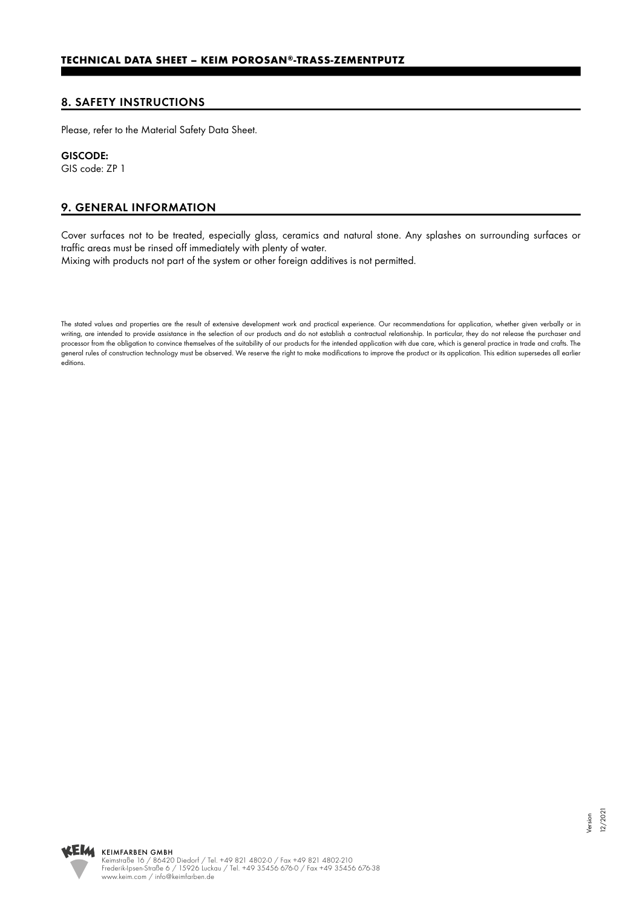## 8. SAFETY INSTRUCTIONS

Please, refer to the Material Safety Data Sheet.

**GISCODE:**
GIS code: ZP 1

## 9. GENERAL INFORMATION

Cover surfaces not to be treated, especially glass, ceramics and natural stone. Any splashes on surrounding surfaces or traffic areas must be rinsed off immediately with plenty of water.
Mixing with products not part of the system or other foreign additives is not permitted.

The stated values and properties are the result of extensive development work and practical experience. Our recommendations for application, whether given verbally or in writing, are intended to provide assistance in the selection of our products and do not establish a contractual relationship. In particular, they do not release the purchaser and processor from the obligation to convince themselves of the suitability of our products for the intended application with due care, which is general practice in trade and crafts. The general rules of construction technology must be observed. We reserve the right to make modifications to improve the product or its application. This edition supersedes all earlier editions.

**KEIMFARBEN GMBH**
Keimstraße 16 / 86420 Diedorf / Tel. +49 821 4802-0 / Fax +49 821 4802-210
Frederik-Ipsen-Straße 6 / 15926 Luckau / Tel. +49 35456 676-0 / Fax +49 35456 676-38
www.keim.com / info@keimfarben.de

Version 12/2021